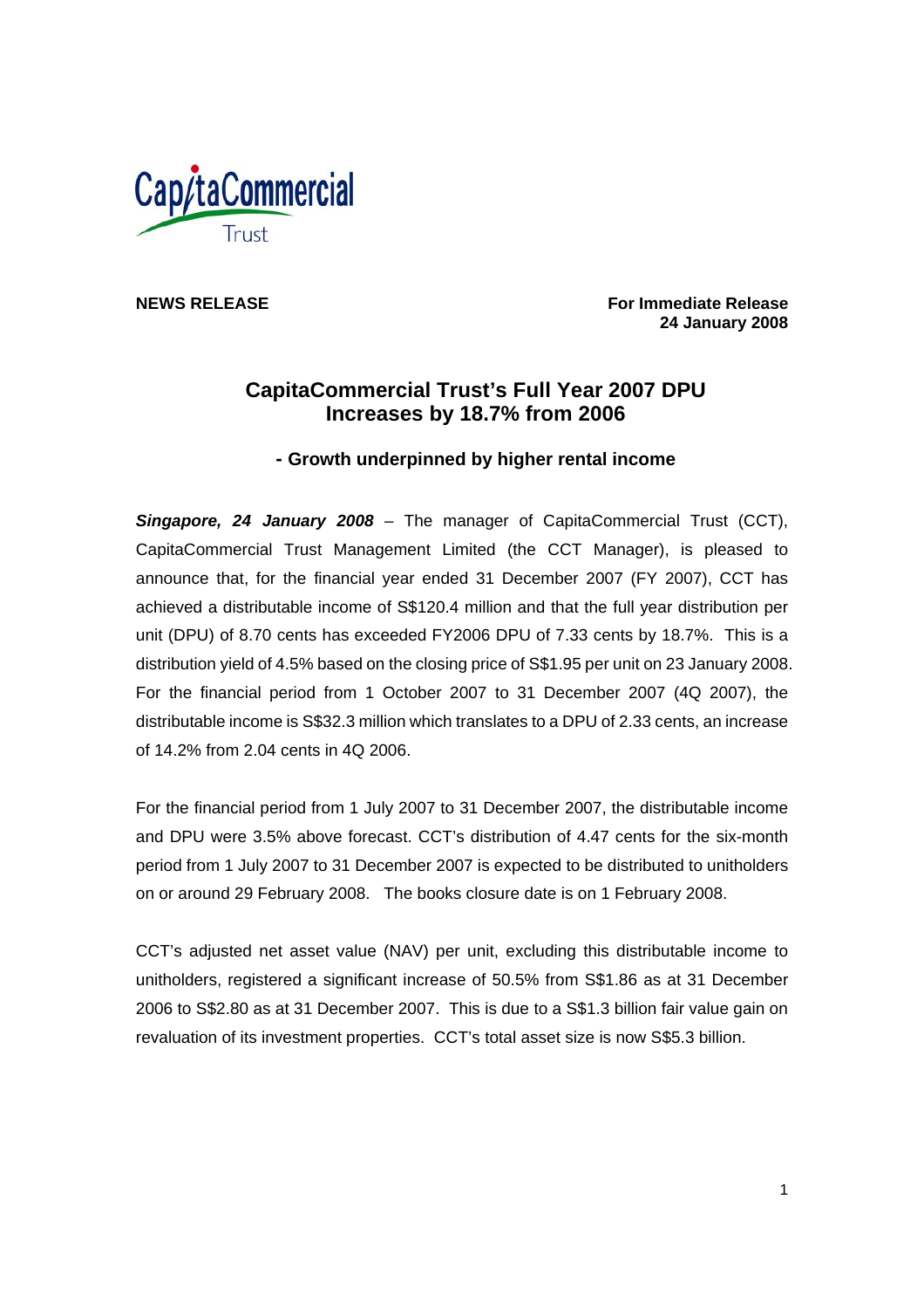CapitaCommercial Trust

**NEWS RELEASE**

**For Immediate Release**
**24 January 2008**

# CapitaCommercial Trust's Full Year 2007 DPU Increases by 18.7% from 2006

## - Growth underpinned by higher rental income

***Singapore, 24 January 2008*** – The manager of CapitaCommercial Trust (CCT), CapitaCommercial Trust Management Limited (the CCT Manager), is pleased to announce that, for the financial year ended 31 December 2007 (FY 2007), CCT has achieved a distributable income of S$120.4 million and that the full year distribution per unit (DPU) of 8.70 cents has exceeded FY2006 DPU of 7.33 cents by 18.7%. This is a distribution yield of 4.5% based on the closing price of S$1.95 per unit on 23 January 2008. For the financial period from 1 October 2007 to 31 December 2007 (4Q 2007), the distributable income is S$32.3 million which translates to a DPU of 2.33 cents, an increase of 14.2% from 2.04 cents in 4Q 2006.

For the financial period from 1 July 2007 to 31 December 2007, the distributable income and DPU were 3.5% above forecast. CCT's distribution of 4.47 cents for the six-month period from 1 July 2007 to 31 December 2007 is expected to be distributed to unitholders on or around 29 February 2008. The books closure date is on 1 February 2008.

CCT's adjusted net asset value (NAV) per unit, excluding this distributable income to unitholders, registered a significant increase of 50.5% from S$1.86 as at 31 December 2006 to S$2.80 as at 31 December 2007. This is due to a S$1.3 billion fair value gain on revaluation of its investment properties. CCT's total asset size is now S$5.3 billion.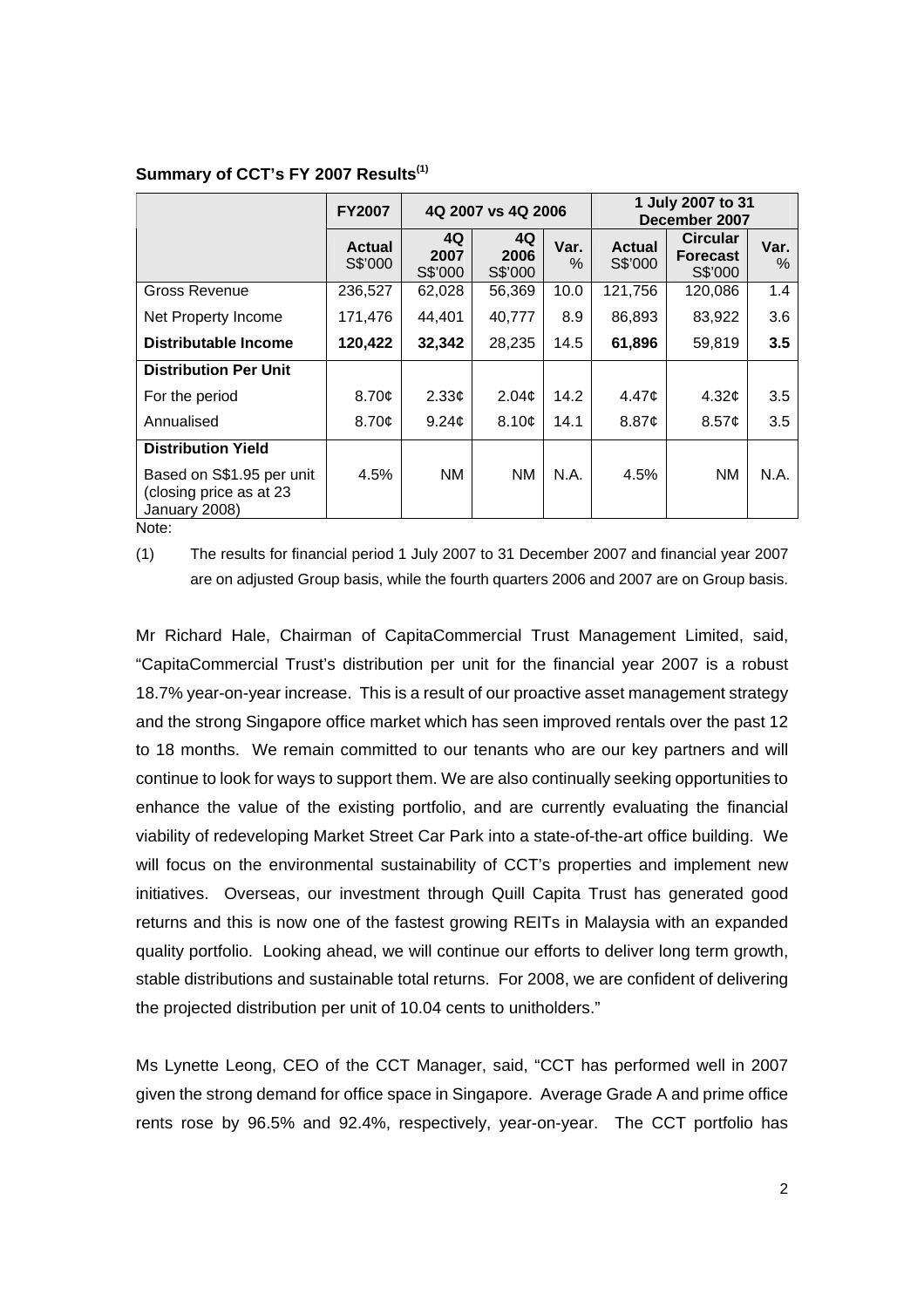**Summary of CCT's FY 2007 Results[1]**

| | FY2007 | 4Q 2007 vs 4Q 2006 | | | 1 July 2007 to 31 December 2007 | | |
|---|---|---|---|---|---|---|---|
| | **Actual** S$'000 | **4Q 2007** S$'000 | **4Q 2006** S$'000 | **Var.** % | **Actual** S$'000 | **Circular Forecast** S$'000 | **Var.** % |
| Gross Revenue | 236,527 | 62,028 | 56,369 | 10.0 | 121,756 | 120,086 | 1.4 |
| Net Property Income | 171,476 | 44,401 | 40,777 | 8.9 | 86,893 | 83,922 | 3.6 |
| **Distributable Income** | **120,422** | **32,342** | 28,235 | 14.5 | **61,896** | 59,819 | **3.5** |
| **Distribution Per Unit** | | | | | | | |
| For the period | 8.70¢ | 2.33¢ | 2.04¢ | 14.2 | 4.47¢ | 4.32¢ | 3.5 |
| Annualised | 8.70¢ | 9.24¢ | 8.10¢ | 14.1 | 8.87¢ | 8.57¢ | 3.5 |
| **Distribution Yield** | | | | | | | |
| Based on S$1.95 per unit (closing price as at 23 January 2008) | 4.5% | NM | NM | N.A. | 4.5% | NM | N.A. |

Note:

(1) The results for financial period 1 July 2007 to 31 December 2007 and financial year 2007 are on adjusted Group basis, while the fourth quarters 2006 and 2007 are on Group basis.

Mr Richard Hale, Chairman of CapitaCommercial Trust Management Limited, said, "CapitaCommercial Trust's distribution per unit for the financial year 2007 is a robust 18.7% year-on-year increase. This is a result of our proactive asset management strategy and the strong Singapore office market which has seen improved rentals over the past 12 to 18 months. We remain committed to our tenants who are our key partners and will continue to look for ways to support them. We are also continually seeking opportunities to enhance the value of the existing portfolio, and are currently evaluating the financial viability of redeveloping Market Street Car Park into a state-of-the-art office building. We will focus on the environmental sustainability of CCT's properties and implement new initiatives. Overseas, our investment through Quill Capita Trust has generated good returns and this is now one of the fastest growing REITs in Malaysia with an expanded quality portfolio. Looking ahead, we will continue our efforts to deliver long term growth, stable distributions and sustainable total returns. For 2008, we are confident of delivering the projected distribution per unit of 10.04 cents to unitholders."

Ms Lynette Leong, CEO of the CCT Manager, said, "CCT has performed well in 2007 given the strong demand for office space in Singapore. Average Grade A and prime office rents rose by 96.5% and 92.4%, respectively, year-on-year. The CCT portfolio has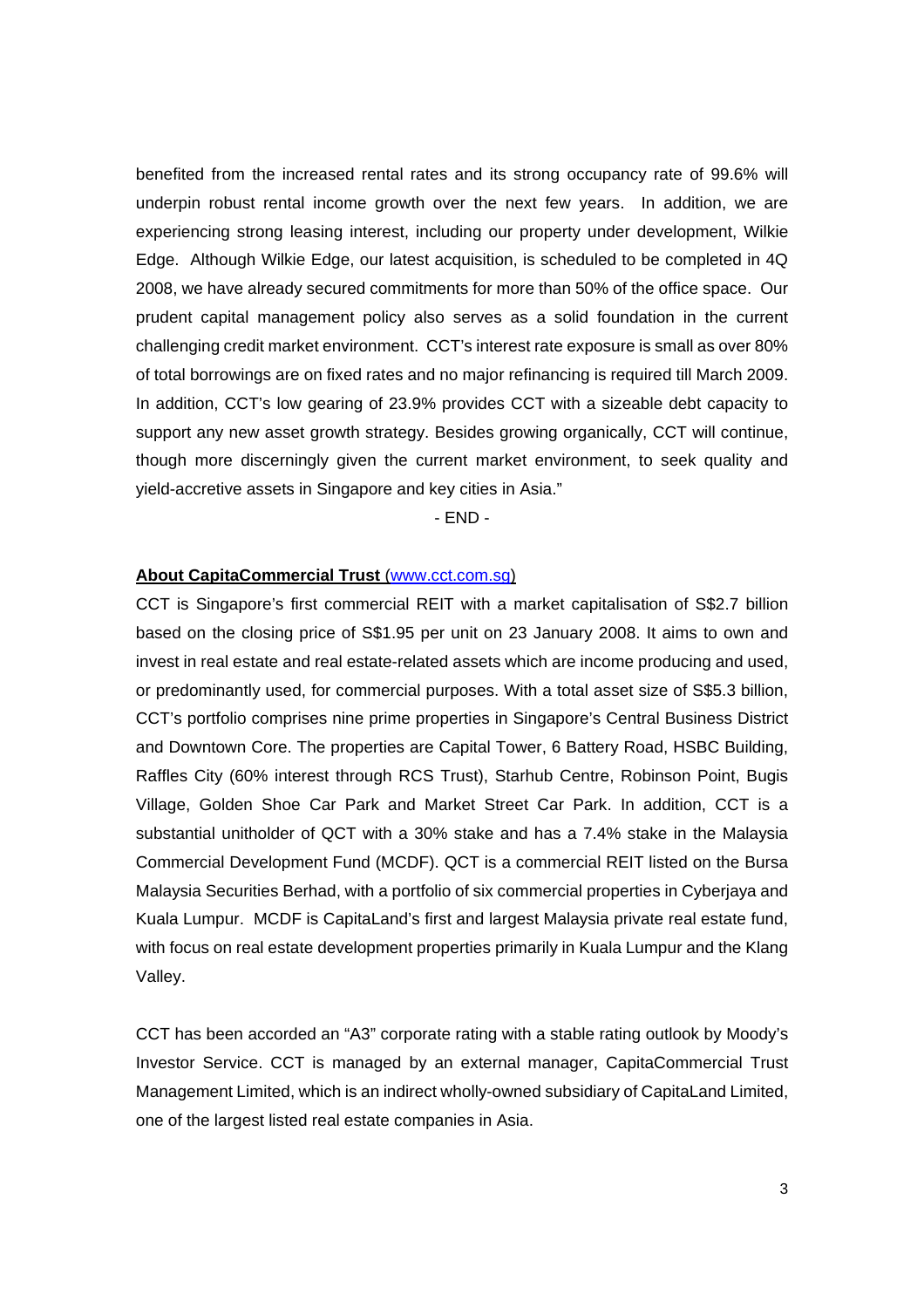benefited from the increased rental rates and its strong occupancy rate of 99.6% will underpin robust rental income growth over the next few years. In addition, we are experiencing strong leasing interest, including our property under development, Wilkie Edge. Although Wilkie Edge, our latest acquisition, is scheduled to be completed in 4Q 2008, we have already secured commitments for more than 50% of the office space. Our prudent capital management policy also serves as a solid foundation in the current challenging credit market environment. CCT's interest rate exposure is small as over 80% of total borrowings are on fixed rates and no major refinancing is required till March 2009. In addition, CCT's low gearing of 23.9% provides CCT with a sizeable debt capacity to support any new asset growth strategy. Besides growing organically, CCT will continue, though more discerningly given the current market environment, to seek quality and yield-accretive assets in Singapore and key cities in Asia."

- END -

**About CapitaCommercial Trust** (www.cct.com.sg)

CCT is Singapore's first commercial REIT with a market capitalisation of S$2.7 billion based on the closing price of S$1.95 per unit on 23 January 2008. It aims to own and invest in real estate and real estate-related assets which are income producing and used, or predominantly used, for commercial purposes. With a total asset size of S$5.3 billion, CCT's portfolio comprises nine prime properties in Singapore's Central Business District and Downtown Core. The properties are Capital Tower, 6 Battery Road, HSBC Building, Raffles City (60% interest through RCS Trust), Starhub Centre, Robinson Point, Bugis Village, Golden Shoe Car Park and Market Street Car Park. In addition, CCT is a substantial unitholder of QCT with a 30% stake and has a 7.4% stake in the Malaysia Commercial Development Fund (MCDF). QCT is a commercial REIT listed on the Bursa Malaysia Securities Berhad, with a portfolio of six commercial properties in Cyberjaya and Kuala Lumpur. MCDF is CapitaLand's first and largest Malaysia private real estate fund, with focus on real estate development properties primarily in Kuala Lumpur and the Klang Valley.

CCT has been accorded an "A3" corporate rating with a stable rating outlook by Moody's Investor Service. CCT is managed by an external manager, CapitaCommercial Trust Management Limited, which is an indirect wholly-owned subsidiary of CapitaLand Limited, one of the largest listed real estate companies in Asia.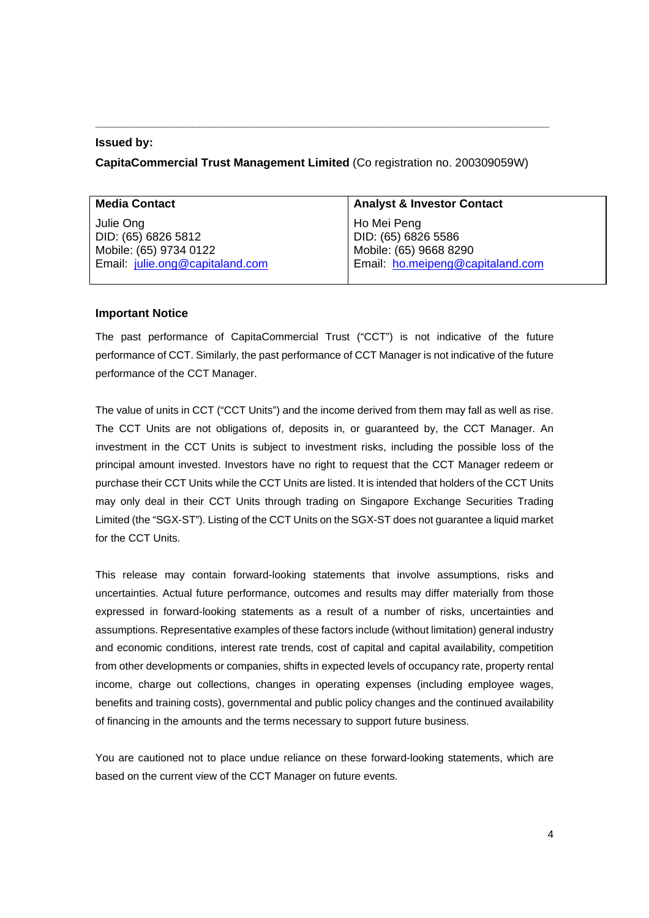**Issued by:**

**CapitaCommercial Trust Management Limited** (Co registration no. 200309059W)

| **Media Contact** | **Analyst & Investor Contact** |
| --- | --- |
| Julie Ong<br>DID: (65) 6826 5812<br>Mobile: (65) 9734 0122<br>Email: julie.ong@capitaland.com | Ho Mei Peng<br>DID: (65) 6826 5586<br>Mobile: (65) 9668 8290<br>Email: ho.meipeng@capitaland.com |

**Important Notice**

The past performance of CapitaCommercial Trust ("CCT") is not indicative of the future performance of CCT. Similarly, the past performance of CCT Manager is not indicative of the future performance of the CCT Manager.

The value of units in CCT ("CCT Units") and the income derived from them may fall as well as rise. The CCT Units are not obligations of, deposits in, or guaranteed by, the CCT Manager. An investment in the CCT Units is subject to investment risks, including the possible loss of the principal amount invested. Investors have no right to request that the CCT Manager redeem or purchase their CCT Units while the CCT Units are listed. It is intended that holders of the CCT Units may only deal in their CCT Units through trading on Singapore Exchange Securities Trading Limited (the "SGX-ST"). Listing of the CCT Units on the SGX-ST does not guarantee a liquid market for the CCT Units.

This release may contain forward-looking statements that involve assumptions, risks and uncertainties. Actual future performance, outcomes and results may differ materially from those expressed in forward-looking statements as a result of a number of risks, uncertainties and assumptions. Representative examples of these factors include (without limitation) general industry and economic conditions, interest rate trends, cost of capital and capital availability, competition from other developments or companies, shifts in expected levels of occupancy rate, property rental income, charge out collections, changes in operating expenses (including employee wages, benefits and training costs), governmental and public policy changes and the continued availability of financing in the amounts and the terms necessary to support future business.

You are cautioned not to place undue reliance on these forward-looking statements, which are based on the current view of the CCT Manager on future events.